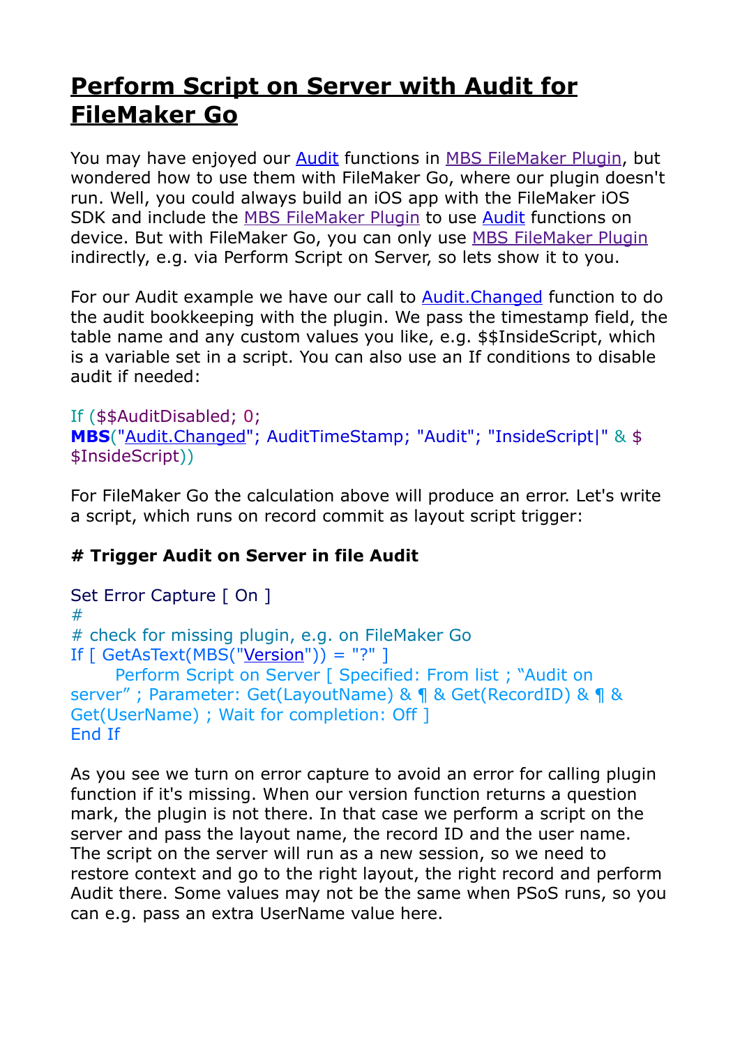# Perform Script on Server with Audit for FileMaker Go

You may have enjoyed our Audit functions in MBS FileMaker Plugin, but wondered how to use them with FileMaker Go, where our plugin doesn't run. Well, you could always build an iOS app with the FileMaker iOS SDK and include the MBS FileMaker Plugin to use Audit functions on device. But with FileMaker Go, you can only use MBS FileMaker Plugin indirectly, e.g. via Perform Script on Server, so lets show it to you.

For our Audit example we have our call to Audit.Changed function to do the audit bookkeeping with the plugin. We pass the timestamp field, the table name and any custom values you like, e.g. $$InsideScript, which is a variable set in a script. You can also use an If conditions to disable audit if needed:

```
If ($$AuditDisabled; 0;
MBS("Audit.Changed"; AuditTimeStamp; "Audit"; "InsideScript|" & $$InsideScript))
```

For FileMaker Go the calculation above will produce an error. Let's write a script, which runs on record commit as layout script trigger:

**# Trigger Audit on Server in file Audit**

```
Set Error Capture [ On ]
#
# check for missing plugin, e.g. on FileMaker Go
If [ GetAsText(MBS("Version")) = "?" ]
    Perform Script on Server [ Specified: From list ; “Audit on server” ; Parameter: Get(LayoutName) & ¶ & Get(RecordID) & ¶ & Get(UserName) ; Wait for completion: Off ]
End If
```

As you see we turn on error capture to avoid an error for calling plugin function if it's missing. When our version function returns a question mark, the plugin is not there. In that case we perform a script on the server and pass the layout name, the record ID and the user name. The script on the server will run as a new session, so we need to restore context and go to the right layout, the right record and perform Audit there. Some values may not be the same when PSoS runs, so you can e.g. pass an extra UserName value here.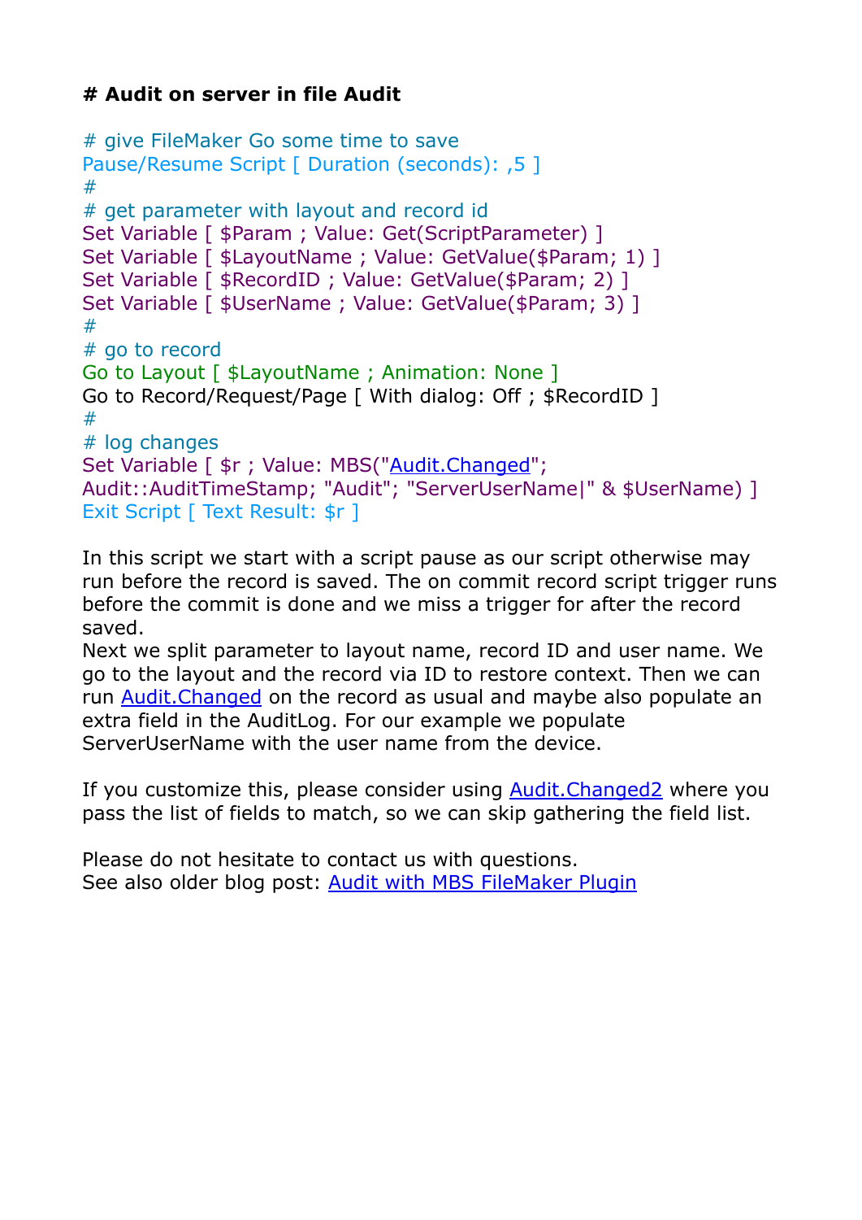# Audit on server in file Audit

```
# give FileMaker Go some time to save
Pause/Resume Script [ Duration (seconds): ,5 ]
#
# get parameter with layout and record id
Set Variable [ $Param ; Value: Get(ScriptParameter) ]
Set Variable [ $LayoutName ; Value: GetValue($Param; 1) ]
Set Variable [ $RecordID ; Value: GetValue($Param; 2) ]
Set Variable [ $UserName ; Value: GetValue($Param; 3) ]
#
# go to record
Go to Layout [ $LayoutName ; Animation: None ]
Go to Record/Request/Page [ With dialog: Off ; $RecordID ]
#
# log changes
Set Variable [ $r ; Value: MBS("Audit.Changed";
Audit::AuditTimeStamp; "Audit"; "ServerUserName|" & $UserName) ]
Exit Script [ Text Result: $r ]
```

In this script we start with a script pause as our script otherwise may run before the record is saved. The on commit record script trigger runs before the commit is done and we miss a trigger for after the record saved.
Next we split parameter to layout name, record ID and user name. We go to the layout and the record via ID to restore context. Then we can run Audit.Changed on the record as usual and maybe also populate an extra field in the AuditLog. For our example we populate ServerUserName with the user name from the device.

If you customize this, please consider using Audit.Changed2 where you pass the list of fields to match, so we can skip gathering the field list.

Please do not hesitate to contact us with questions.
See also older blog post: Audit with MBS FileMaker Plugin